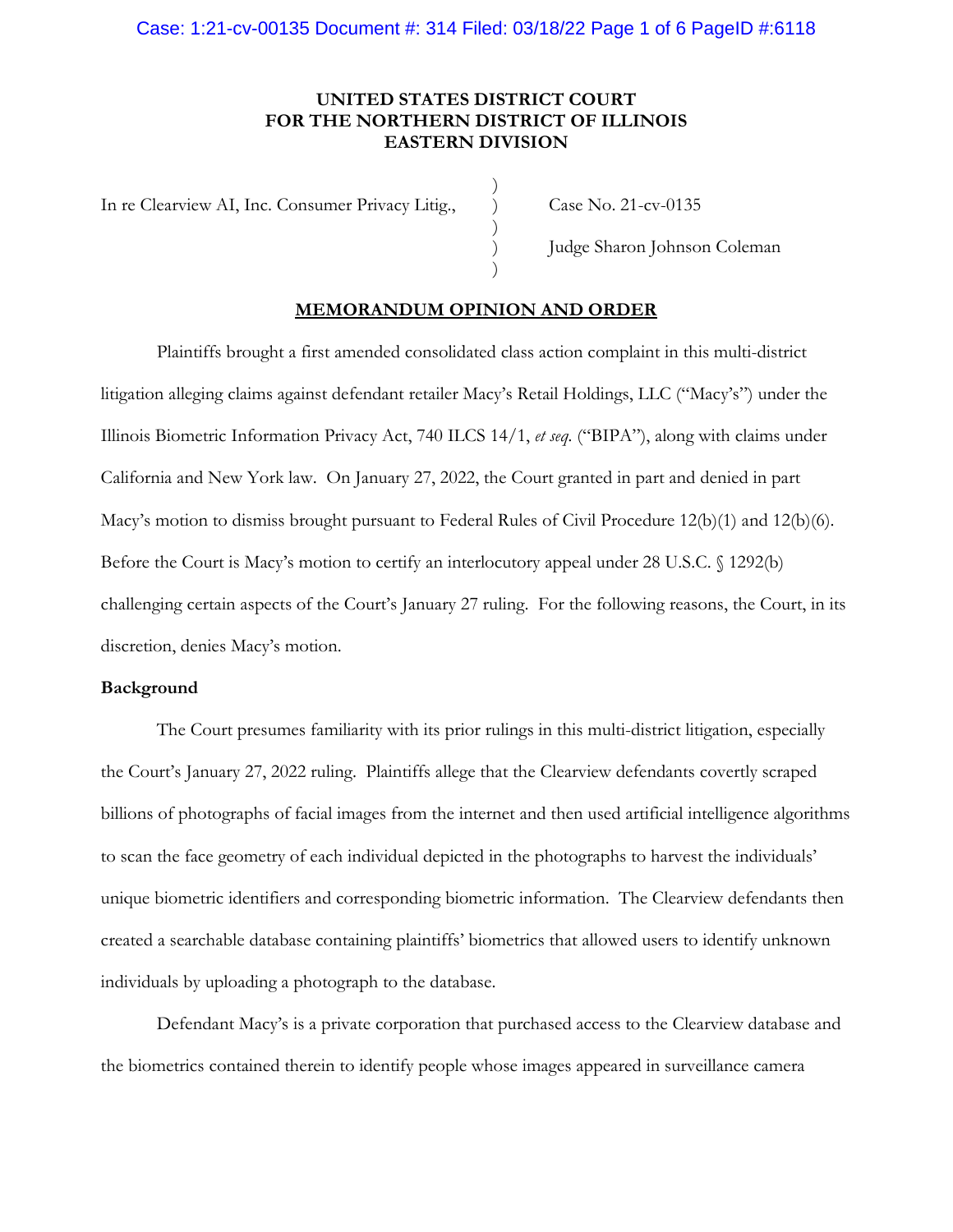**UNITED STATES DISTRICT COURT**
**FOR THE NORTHERN DISTRICT OF ILLINOIS**
**EASTERN DIVISION**

| | | |
|---|---|---|
| In re Clearview AI, Inc. Consumer Privacy Litig., | ) | Case No. 21-cv-0135 |
| | ) | Judge Sharon Johnson Coleman |

**MEMORANDUM OPINION AND ORDER**

Plaintiffs brought a first amended consolidated class action complaint in this multi-district litigation alleging claims against defendant retailer Macy's Retail Holdings, LLC ("Macy's") under the Illinois Biometric Information Privacy Act, 740 ILCS 14/1, *et seq.* ("BIPA"), along with claims under California and New York law. On January 27, 2022, the Court granted in part and denied in part Macy's motion to dismiss brought pursuant to Federal Rules of Civil Procedure 12(b)(1) and 12(b)(6). Before the Court is Macy's motion to certify an interlocutory appeal under 28 U.S.C. § 1292(b) challenging certain aspects of the Court's January 27 ruling. For the following reasons, the Court, in its discretion, denies Macy's motion.

**Background**

The Court presumes familiarity with its prior rulings in this multi-district litigation, especially the Court's January 27, 2022 ruling. Plaintiffs allege that the Clearview defendants covertly scraped billions of photographs of facial images from the internet and then used artificial intelligence algorithms to scan the face geometry of each individual depicted in the photographs to harvest the individuals' unique biometric identifiers and corresponding biometric information. The Clearview defendants then created a searchable database containing plaintiffs' biometrics that allowed users to identify unknown individuals by uploading a photograph to the database.

Defendant Macy's is a private corporation that purchased access to the Clearview database and the biometrics contained therein to identify people whose images appeared in surveillance camera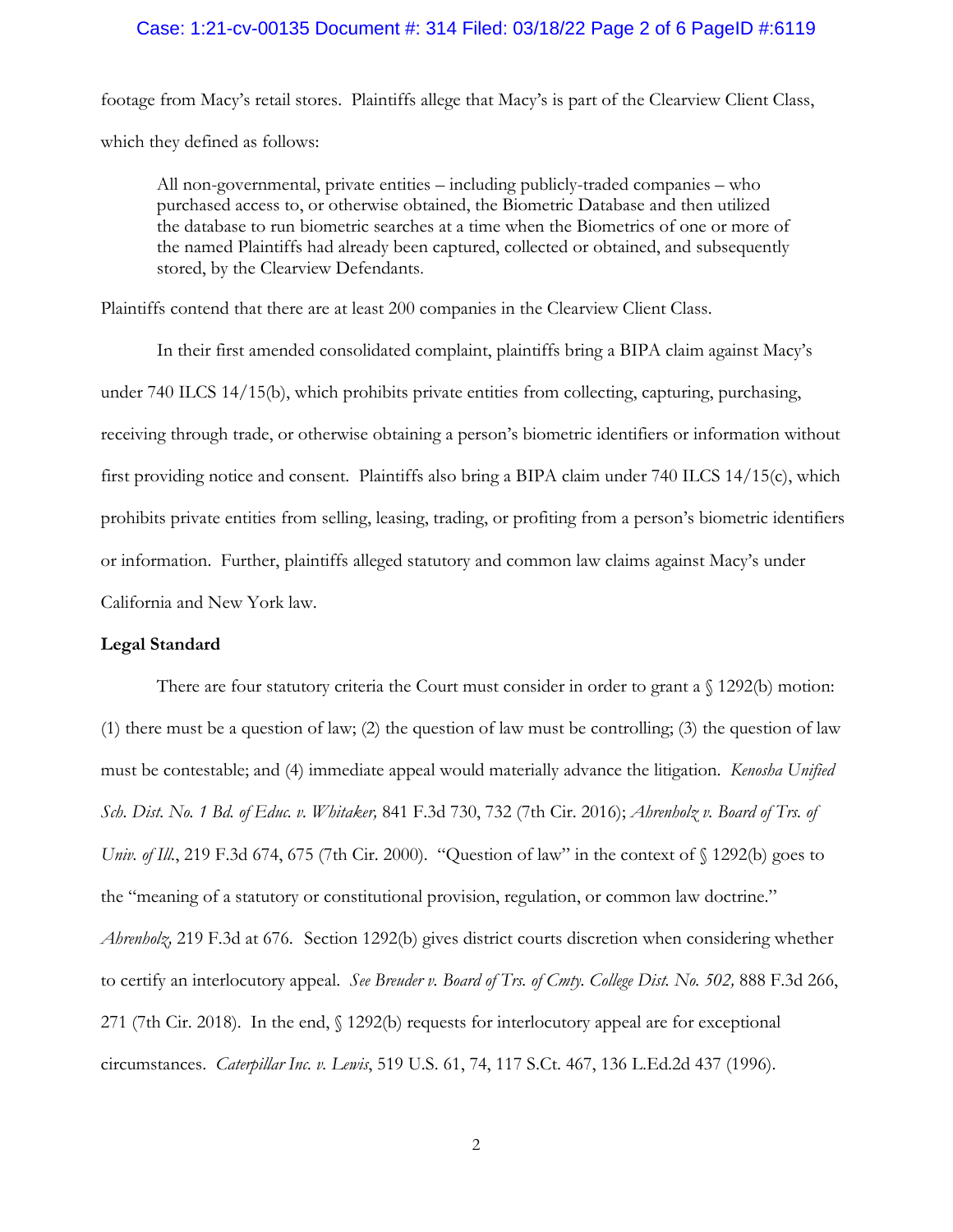footage from Macy's retail stores. Plaintiffs allege that Macy's is part of the Clearview Client Class, which they defined as follows:

> All non-governmental, private entities – including publicly-traded companies – who purchased access to, or otherwise obtained, the Biometric Database and then utilized the database to run biometric searches at a time when the Biometrics of one or more of the named Plaintiffs had already been captured, collected or obtained, and subsequently stored, by the Clearview Defendants.

Plaintiffs contend that there are at least 200 companies in the Clearview Client Class.

In their first amended consolidated complaint, plaintiffs bring a BIPA claim against Macy's under 740 ILCS 14/15(b), which prohibits private entities from collecting, capturing, purchasing, receiving through trade, or otherwise obtaining a person's biometric identifiers or information without first providing notice and consent. Plaintiffs also bring a BIPA claim under 740 ILCS 14/15(c), which prohibits private entities from selling, leasing, trading, or profiting from a person's biometric identifiers or information. Further, plaintiffs alleged statutory and common law claims against Macy's under California and New York law.

**Legal Standard**

There are four statutory criteria the Court must consider in order to grant a § 1292(b) motion: (1) there must be a question of law; (2) the question of law must be controlling; (3) the question of law must be contestable; and (4) immediate appeal would materially advance the litigation. *Kenosha Unified Sch. Dist. No. 1 Bd. of Educ. v. Whitaker,* 841 F.3d 730, 732 (7th Cir. 2016); *Ahrenholz v. Board of Trs. of Univ. of Ill.*, 219 F.3d 674, 675 (7th Cir. 2000). "Question of law" in the context of § 1292(b) goes to the "meaning of a statutory or constitutional provision, regulation, or common law doctrine." *Ahrenholz,* 219 F.3d at 676. Section 1292(b) gives district courts discretion when considering whether to certify an interlocutory appeal. *See Breuder v. Board of Trs. of Cmty. College Dist. No. 502,* 888 F.3d 266, 271 (7th Cir. 2018). In the end, § 1292(b) requests for interlocutory appeal are for exceptional circumstances. *Caterpillar Inc. v. Lewis*, 519 U.S. 61, 74, 117 S.Ct. 467, 136 L.Ed.2d 437 (1996).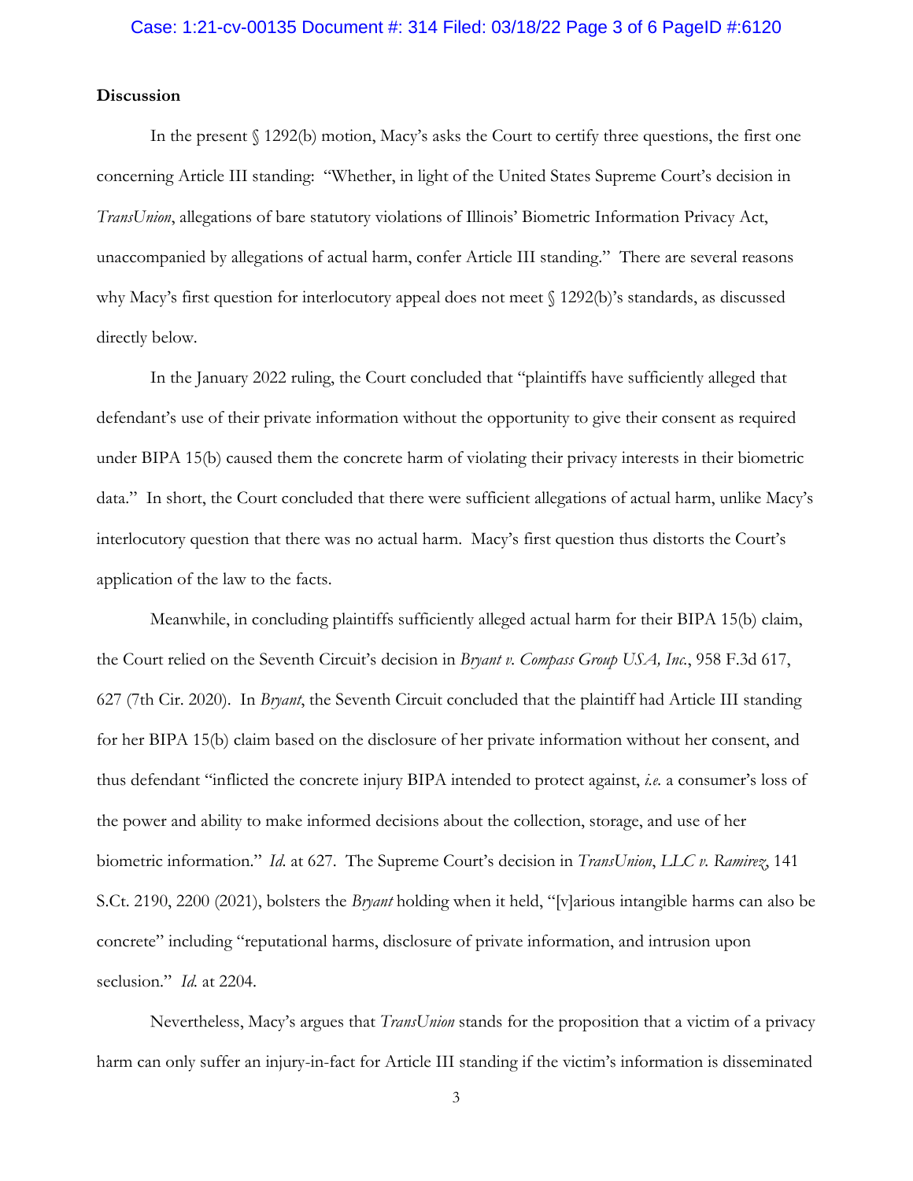**Discussion**

In the present § 1292(b) motion, Macy's asks the Court to certify three questions, the first one concerning Article III standing: "Whether, in light of the United States Supreme Court's decision in *TransUnion*, allegations of bare statutory violations of Illinois' Biometric Information Privacy Act, unaccompanied by allegations of actual harm, confer Article III standing." There are several reasons why Macy's first question for interlocutory appeal does not meet § 1292(b)'s standards, as discussed directly below.

In the January 2022 ruling, the Court concluded that "plaintiffs have sufficiently alleged that defendant's use of their private information without the opportunity to give their consent as required under BIPA 15(b) caused them the concrete harm of violating their privacy interests in their biometric data." In short, the Court concluded that there were sufficient allegations of actual harm, unlike Macy's interlocutory question that there was no actual harm. Macy's first question thus distorts the Court's application of the law to the facts.

Meanwhile, in concluding plaintiffs sufficiently alleged actual harm for their BIPA 15(b) claim, the Court relied on the Seventh Circuit's decision in *Bryant v. Compass Group USA, Inc.*, 958 F.3d 617, 627 (7th Cir. 2020). In *Bryant*, the Seventh Circuit concluded that the plaintiff had Article III standing for her BIPA 15(b) claim based on the disclosure of her private information without her consent, and thus defendant "inflicted the concrete injury BIPA intended to protect against, *i.e.* a consumer's loss of the power and ability to make informed decisions about the collection, storage, and use of her biometric information." *Id.* at 627. The Supreme Court's decision in *TransUnion*, *LLC v. Ramirez*, 141 S.Ct. 2190, 2200 (2021), bolsters the *Bryant* holding when it held, "[v]arious intangible harms can also be concrete" including "reputational harms, disclosure of private information, and intrusion upon seclusion." *Id.* at 2204.

Nevertheless, Macy's argues that *TransUnion* stands for the proposition that a victim of a privacy harm can only suffer an injury-in-fact for Article III standing if the victim's information is disseminated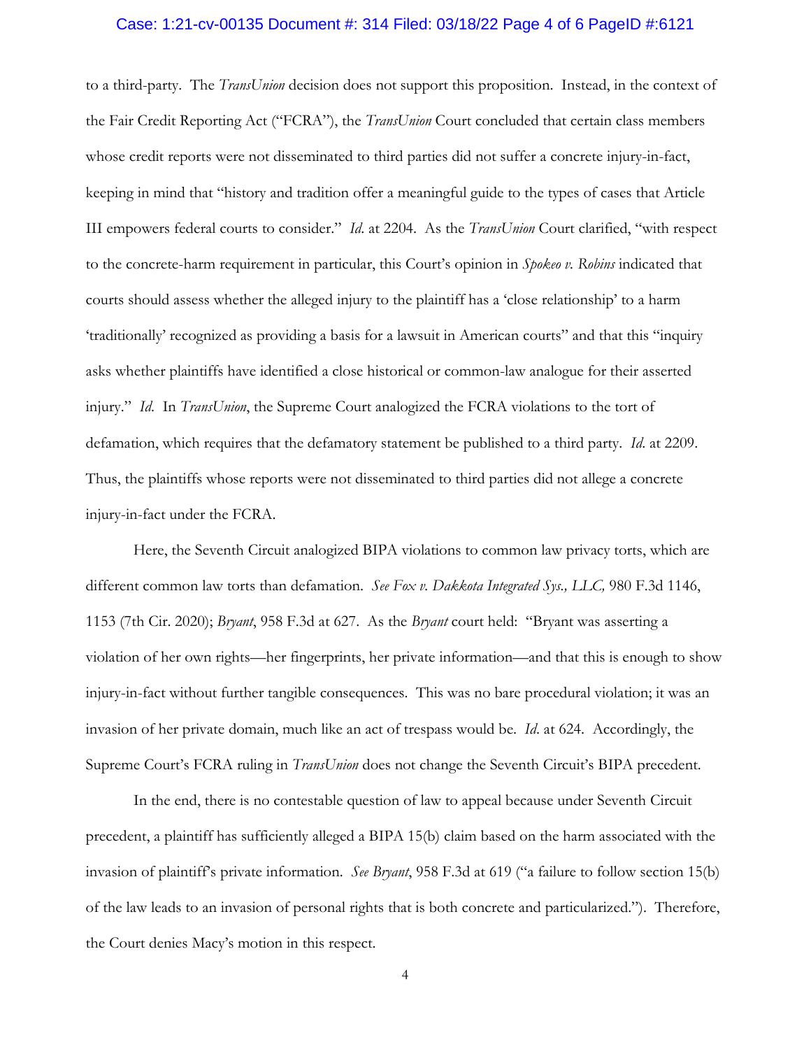to a third-party. The *TransUnion* decision does not support this proposition. Instead, in the context of the Fair Credit Reporting Act ("FCRA"), the *TransUnion* Court concluded that certain class members whose credit reports were not disseminated to third parties did not suffer a concrete injury-in-fact, keeping in mind that "history and tradition offer a meaningful guide to the types of cases that Article III empowers federal courts to consider." *Id.* at 2204. As the *TransUnion* Court clarified, "with respect to the concrete-harm requirement in particular, this Court's opinion in *Spokeo v. Robins* indicated that courts should assess whether the alleged injury to the plaintiff has a 'close relationship' to a harm 'traditionally' recognized as providing a basis for a lawsuit in American courts" and that this "inquiry asks whether plaintiffs have identified a close historical or common-law analogue for their asserted injury." *Id.* In *TransUnion*, the Supreme Court analogized the FCRA violations to the tort of defamation, which requires that the defamatory statement be published to a third party. *Id.* at 2209. Thus, the plaintiffs whose reports were not disseminated to third parties did not allege a concrete injury-in-fact under the FCRA.

Here, the Seventh Circuit analogized BIPA violations to common law privacy torts, which are different common law torts than defamation. *See Fox v. Dakkota Integrated Sys., LLC,* 980 F.3d 1146, 1153 (7th Cir. 2020); *Bryant*, 958 F.3d at 627. As the *Bryant* court held: "Bryant was asserting a violation of her own rights—her fingerprints, her private information—and that this is enough to show injury-in-fact without further tangible consequences. This was no bare procedural violation; it was an invasion of her private domain, much like an act of trespass would be. *Id.* at 624. Accordingly, the Supreme Court's FCRA ruling in *TransUnion* does not change the Seventh Circuit's BIPA precedent.

In the end, there is no contestable question of law to appeal because under Seventh Circuit precedent, a plaintiff has sufficiently alleged a BIPA 15(b) claim based on the harm associated with the invasion of plaintiff's private information. *See Bryant*, 958 F.3d at 619 ("a failure to follow section 15(b) of the law leads to an invasion of personal rights that is both concrete and particularized."). Therefore, the Court denies Macy's motion in this respect.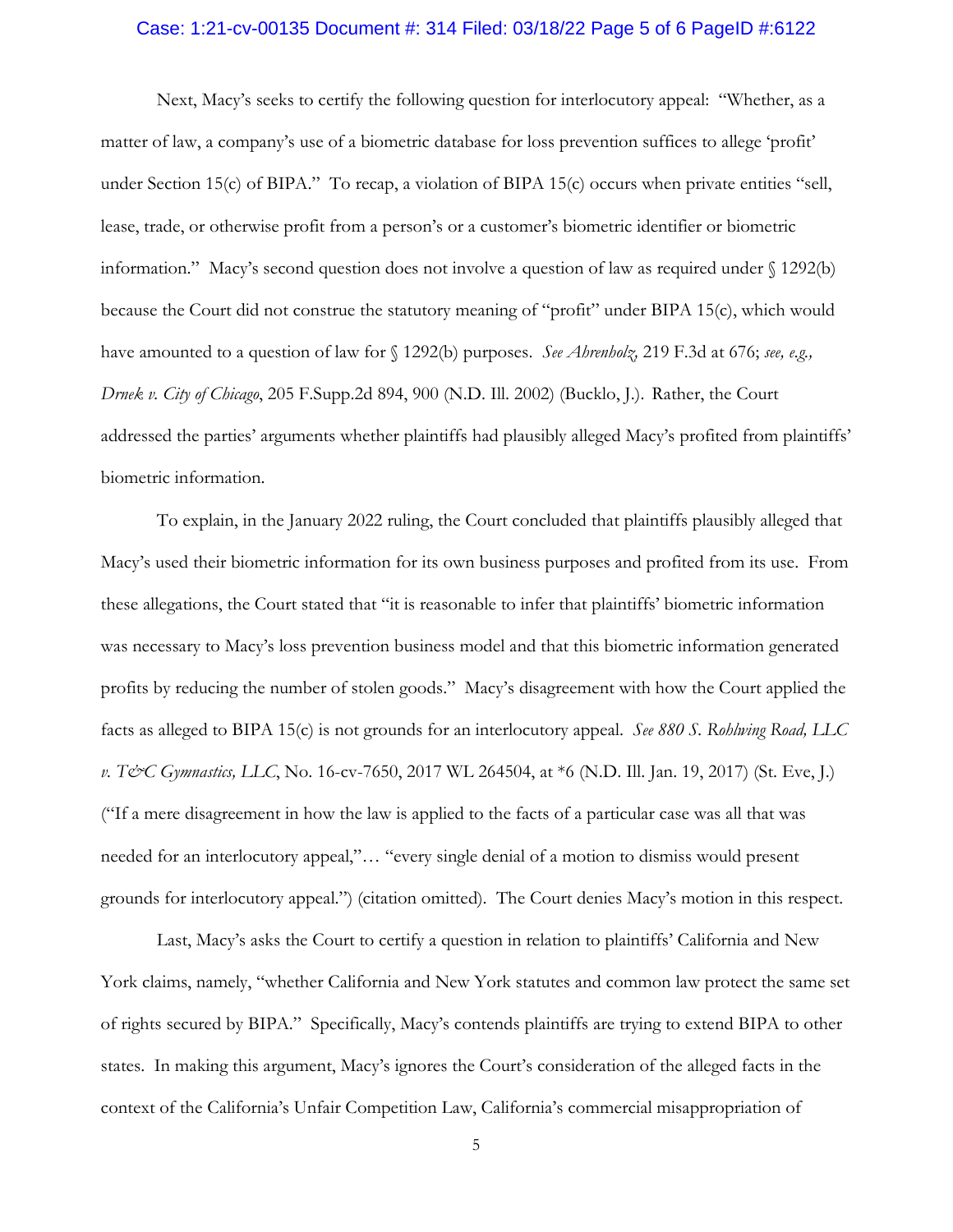Next, Macy's seeks to certify the following question for interlocutory appeal: "Whether, as a matter of law, a company's use of a biometric database for loss prevention suffices to allege 'profit' under Section 15(c) of BIPA." To recap, a violation of BIPA 15(c) occurs when private entities "sell, lease, trade, or otherwise profit from a person's or a customer's biometric identifier or biometric information." Macy's second question does not involve a question of law as required under § 1292(b) because the Court did not construe the statutory meaning of "profit" under BIPA 15(c), which would have amounted to a question of law for § 1292(b) purposes. *See Ahrenholz*, 219 F.3d at 676; *see, e.g., Drnek v. City of Chicago*, 205 F.Supp.2d 894, 900 (N.D. Ill. 2002) (Bucklo, J.). Rather, the Court addressed the parties' arguments whether plaintiffs had plausibly alleged Macy's profited from plaintiffs' biometric information.

To explain, in the January 2022 ruling, the Court concluded that plaintiffs plausibly alleged that Macy's used their biometric information for its own business purposes and profited from its use. From these allegations, the Court stated that "it is reasonable to infer that plaintiffs' biometric information was necessary to Macy's loss prevention business model and that this biometric information generated profits by reducing the number of stolen goods." Macy's disagreement with how the Court applied the facts as alleged to BIPA 15(c) is not grounds for an interlocutory appeal. *See 880 S. Rohlwing Road, LLC v. T&C Gymnastics, LLC*, No. 16-cv-7650, 2017 WL 264504, at *6 (N.D. Ill. Jan. 19, 2017) (St. Eve, J.) ("If a mere disagreement in how the law is applied to the facts of a particular case was all that was needed for an interlocutory appeal,"… "every single denial of a motion to dismiss would present grounds for interlocutory appeal.") (citation omitted). The Court denies Macy's motion in this respect.

Last, Macy's asks the Court to certify a question in relation to plaintiffs' California and New York claims, namely, "whether California and New York statutes and common law protect the same set of rights secured by BIPA." Specifically, Macy's contends plaintiffs are trying to extend BIPA to other states. In making this argument, Macy's ignores the Court's consideration of the alleged facts in the context of the California's Unfair Competition Law, California's commercial misappropriation of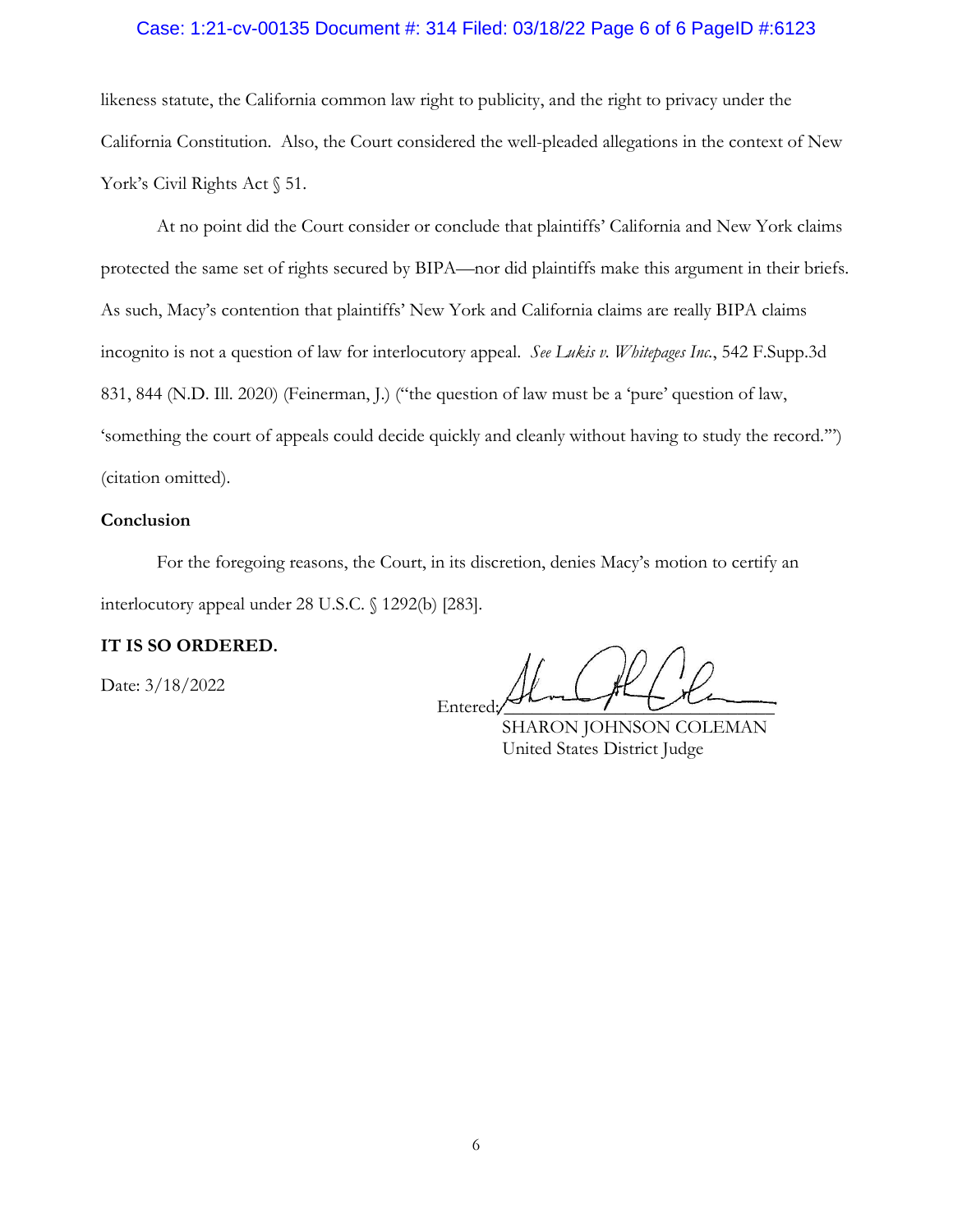likeness statute, the California common law right to publicity, and the right to privacy under the California Constitution. Also, the Court considered the well-pleaded allegations in the context of New York's Civil Rights Act § 51.

At no point did the Court consider or conclude that plaintiffs' California and New York claims protected the same set of rights secured by BIPA—nor did plaintiffs make this argument in their briefs. As such, Macy's contention that plaintiffs' New York and California claims are really BIPA claims incognito is not a question of law for interlocutory appeal. *See Lukis v. Whitepages Inc.*, 542 F.Supp.3d 831, 844 (N.D. Ill. 2020) (Feinerman, J.) ("the question of law must be a 'pure' question of law, 'something the court of appeals could decide quickly and cleanly without having to study the record.'") (citation omitted).

**Conclusion**

For the foregoing reasons, the Court, in its discretion, denies Macy's motion to certify an interlocutory appeal under 28 U.S.C. § 1292(b) [283].

**IT IS SO ORDERED.**

Date: 3/18/2022

Entered: ______________________

SHARON JOHNSON COLEMAN
United States District Judge